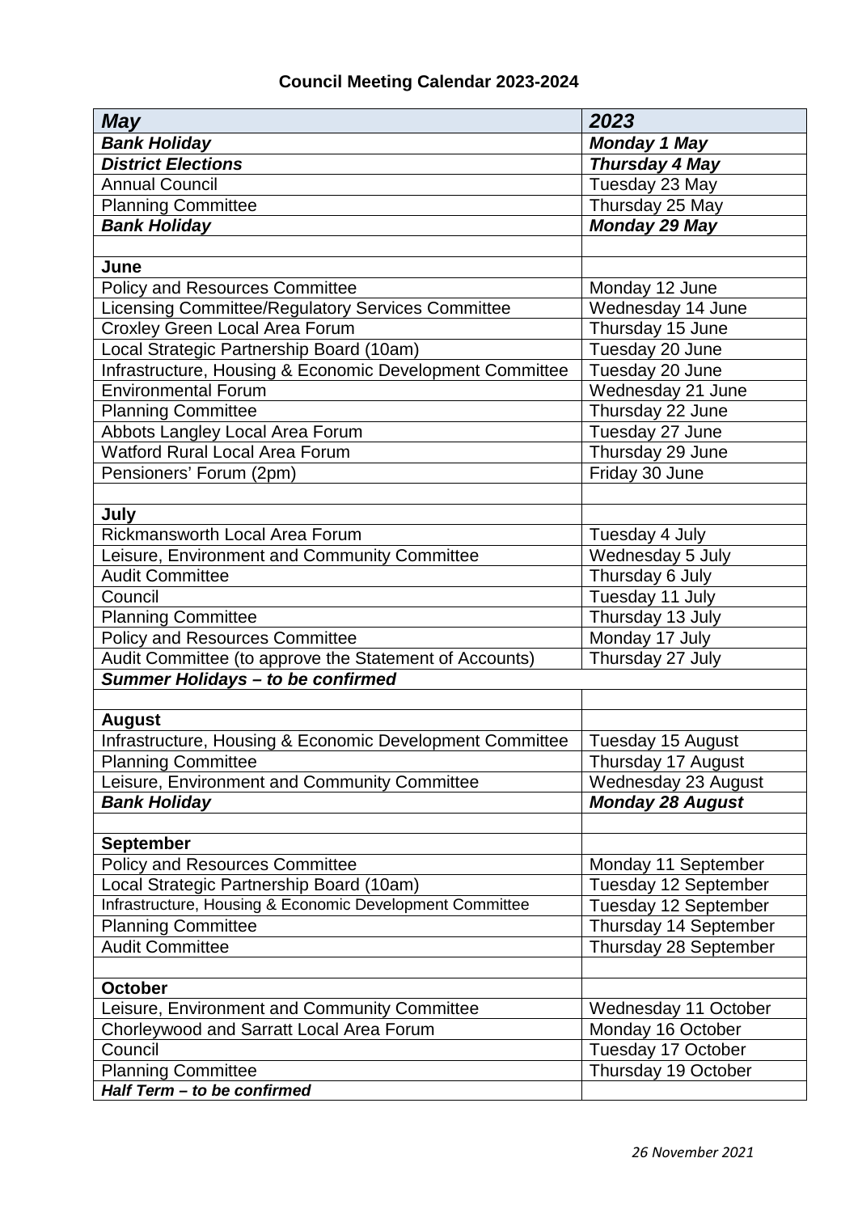**Council Meeting Calendar 2023-2024**

| ***May*** | ***2023*** |
|---|---|
| ***Bank Holiday*** | ***Monday 1 May*** |
| ***District Elections*** | ***Thursday 4 May*** |
| Annual Council | Tuesday 23 May |
| Planning Committee | Thursday 25 May |
| ***Bank Holiday*** | ***Monday 29 May*** |
| | |
| **June** | |
| Policy and Resources Committee | Monday 12 June |
| Licensing Committee/Regulatory Services Committee | Wednesday 14 June |
| Croxley Green Local Area Forum | Thursday 15 June |
| Local Strategic Partnership Board (10am) | Tuesday 20 June |
| Infrastructure, Housing & Economic Development Committee | Tuesday 20 June |
| Environmental Forum | Wednesday 21 June |
| Planning Committee | Thursday 22 June |
| Abbots Langley Local Area Forum | Tuesday 27 June |
| Watford Rural Local Area Forum | Thursday 29 June |
| Pensioners' Forum (2pm) | Friday 30 June |
| | |
| **July** | |
| Rickmansworth Local Area Forum | Tuesday 4 July |
| Leisure, Environment and Community Committee | Wednesday 5 July |
| Audit Committee | Thursday 6 July |
| Council | Tuesday 11 July |
| Planning Committee | Thursday 13 July |
| Policy and Resources Committee | Monday 17 July |
| Audit Committee (to approve the Statement of Accounts) | Thursday 27 July |
| ***Summer Holidays – to be confirmed*** | |
| | |
| **August** | |
| Infrastructure, Housing & Economic Development Committee | Tuesday 15 August |
| Planning Committee | Thursday 17 August |
| Leisure, Environment and Community Committee | Wednesday 23 August |
| ***Bank Holiday*** | ***Monday 28 August*** |
| | |
| **September** | |
| Policy and Resources Committee | Monday 11 September |
| Local Strategic Partnership Board (10am) | Tuesday 12 September |
| Infrastructure, Housing & Economic Development Committee | Tuesday 12 September |
| Planning Committee | Thursday 14 September |
| Audit Committee | Thursday 28 September |
| | |
| **October** | |
| Leisure, Environment and Community Committee | Wednesday 11 October |
| Chorleywood and Sarratt Local Area Forum | Monday 16 October |
| Council | Tuesday 17 October |
| Planning Committee | Thursday 19 October |
| ***Half Term – to be confirmed*** | |

*26 November 2021*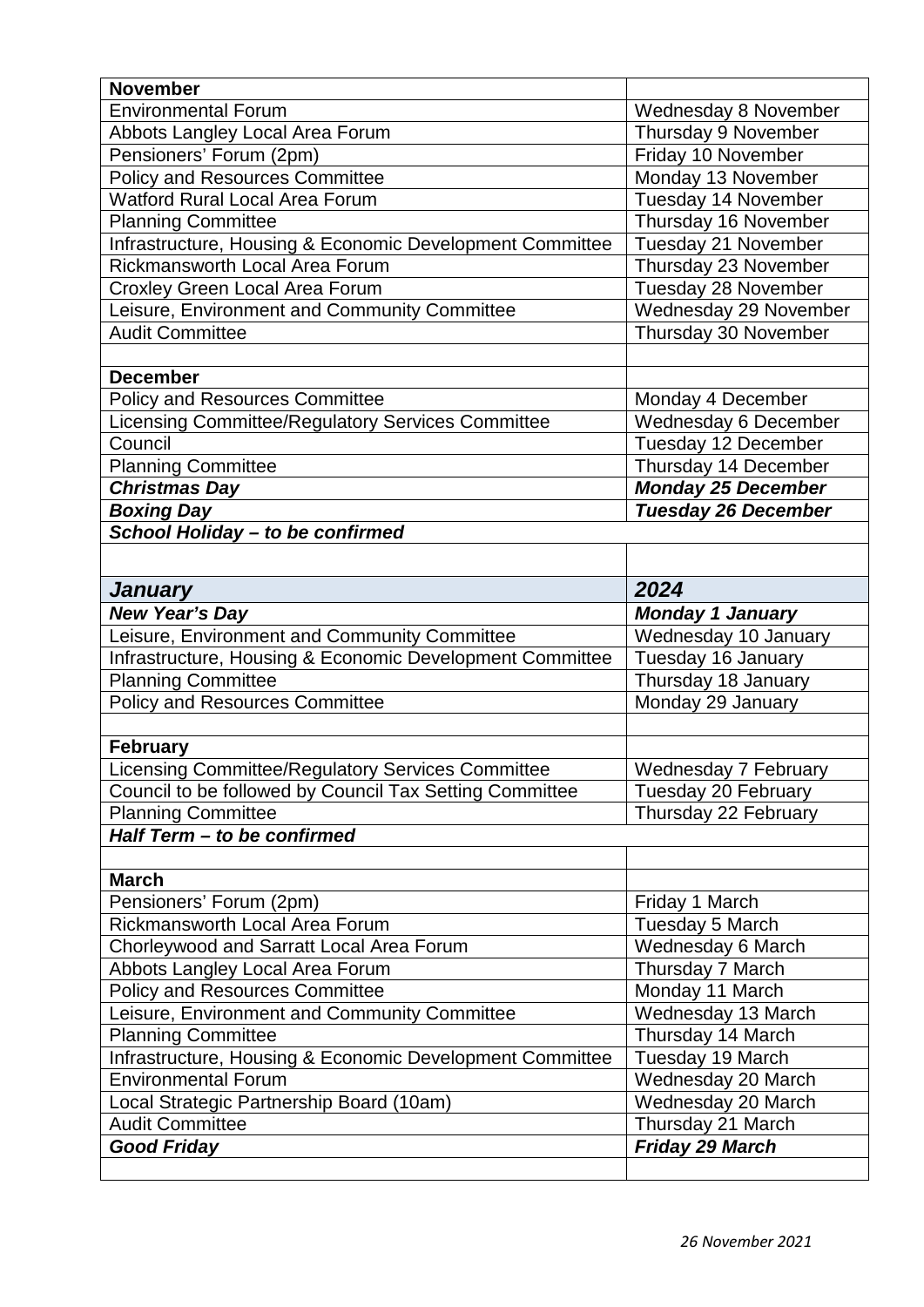| **November** | |
|---|---|
| Environmental Forum | Wednesday 8 November |
| Abbots Langley Local Area Forum | Thursday 9 November |
| Pensioners' Forum (2pm) | Friday 10 November |
| Policy and Resources Committee | Monday 13 November |
| Watford Rural Local Area Forum | Tuesday 14 November |
| Planning Committee | Thursday 16 November |
| Infrastructure, Housing & Economic Development Committee | Tuesday 21 November |
| Rickmansworth Local Area Forum | Thursday 23 November |
| Croxley Green Local Area Forum | Tuesday 28 November |
| Leisure, Environment and Community Committee | Wednesday 29 November |
| Audit Committee | Thursday 30 November |
| | |
| **December** | |
| Policy and Resources Committee | Monday 4 December |
| Licensing Committee/Regulatory Services Committee | Wednesday 6 December |
| Council | Tuesday 12 December |
| Planning Committee | Thursday 14 December |
| ***Christmas Day*** | ***Monday 25 December*** |
| ***Boxing Day*** | ***Tuesday 26 December*** |
| ***School Holiday – to be confirmed*** | |
| | |
| ***January*** | ***2024*** |
| ***New Year's Day*** | ***Monday 1 January*** |
| Leisure, Environment and Community Committee | Wednesday 10 January |
| Infrastructure, Housing & Economic Development Committee | Tuesday 16 January |
| Planning Committee | Thursday 18 January |
| Policy and Resources Committee | Monday 29 January |
| | |
| **February** | |
| Licensing Committee/Regulatory Services Committee | Wednesday 7 February |
| Council to be followed by Council Tax Setting Committee | Tuesday 20 February |
| Planning Committee | Thursday 22 February |
| ***Half Term – to be confirmed*** | |
| | |
| **March** | |
| Pensioners' Forum (2pm) | Friday 1 March |
| Rickmansworth Local Area Forum | Tuesday 5 March |
| Chorleywood and Sarratt Local Area Forum | Wednesday 6 March |
| Abbots Langley Local Area Forum | Thursday 7 March |
| Policy and Resources Committee | Monday 11 March |
| Leisure, Environment and Community Committee | Wednesday 13 March |
| Planning Committee | Thursday 14 March |
| Infrastructure, Housing & Economic Development Committee | Tuesday 19 March |
| Environmental Forum | Wednesday 20 March |
| Local Strategic Partnership Board (10am) | Wednesday 20 March |
| Audit Committee | Thursday 21 March |
| ***Good Friday*** | ***Friday 29 March*** |
| | |

*26 November 2021*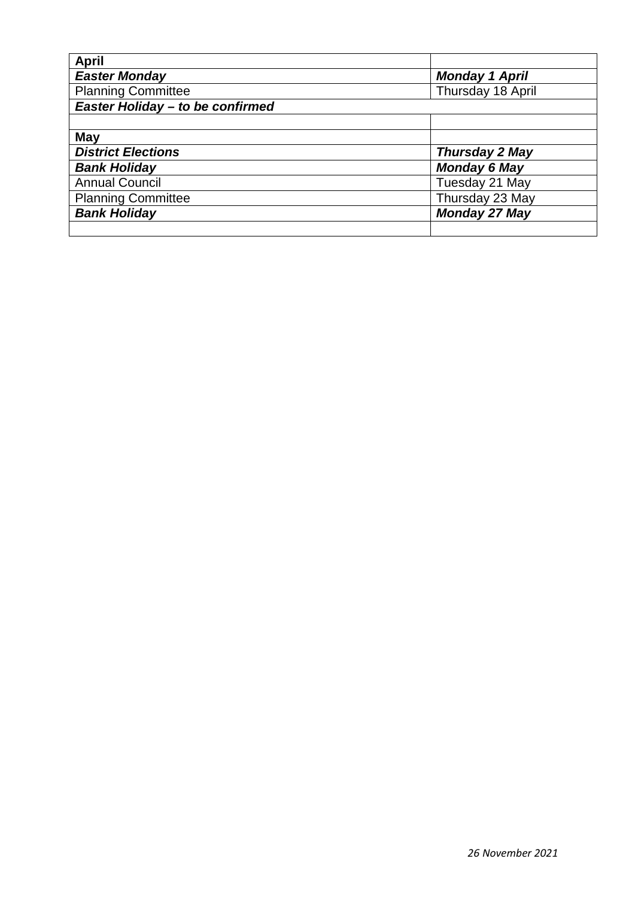| | |
|---|---|
| **April** | |
| ***Easter Monday*** | ***Monday 1 April*** |
| Planning Committee | Thursday 18 April |
| ***Easter Holiday – to be confirmed*** | |
| | |
| **May** | |
| ***District Elections*** | ***Thursday 2 May*** |
| ***Bank Holiday*** | ***Monday 6 May*** |
| Annual Council | Tuesday 21 May |
| Planning Committee | Thursday 23 May |
| ***Bank Holiday*** | ***Monday 27 May*** |
| | |

*26 November 2021*